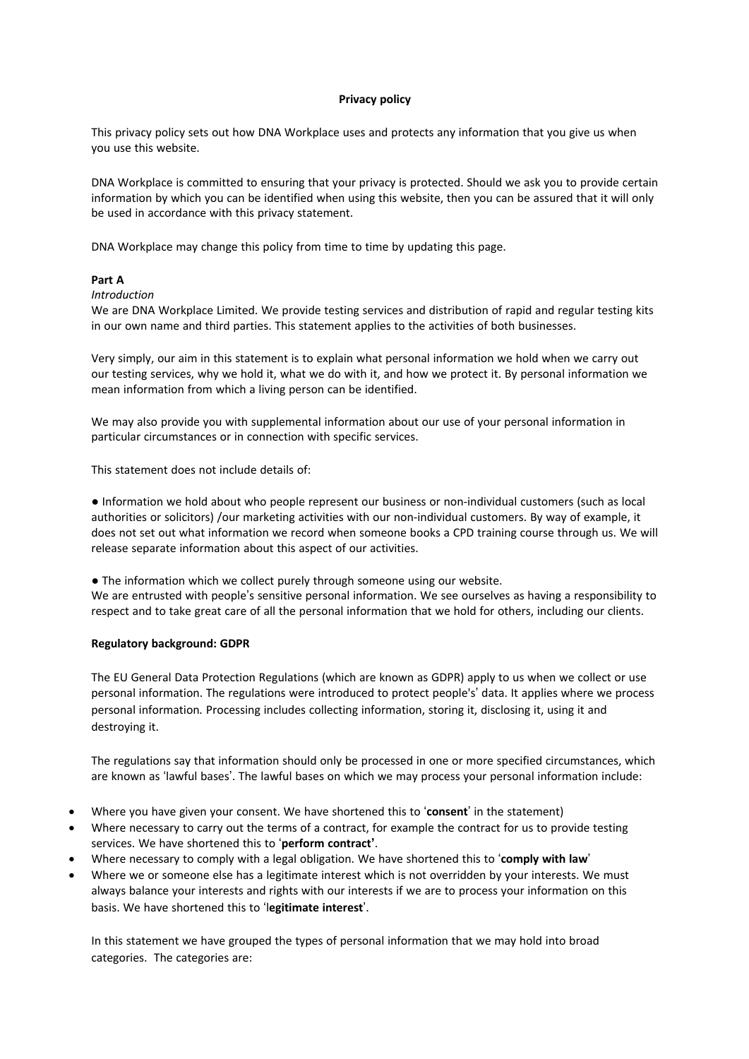**Privacy policy**

This privacy policy sets out how DNA Workplace uses and protects any information that you give us when you use this website.

DNA Workplace is committed to ensuring that your privacy is protected. Should we ask you to provide certain information by which you can be identified when using this website, then you can be assured that it will only be used in accordance with this privacy statement.

DNA Workplace may change this policy from time to time by updating this page.

**Part A**

*Introduction*

We are DNA Workplace Limited. We provide testing services and distribution of rapid and regular testing kits in our own name and third parties. This statement applies to the activities of both businesses.

Very simply, our aim in this statement is to explain what personal information we hold when we carry out our testing services, why we hold it, what we do with it, and how we protect it. By personal information we mean information from which a living person can be identified.

We may also provide you with supplemental information about our use of your personal information in particular circumstances or in connection with specific services.

This statement does not include details of:

● Information we hold about who people represent our business or non-individual customers (such as local authorities or solicitors) /our marketing activities with our non-individual customers. By way of example, it does not set out what information we record when someone books a CPD training course through us. We will release separate information about this aspect of our activities.

● The information which we collect purely through someone using our website.

We are entrusted with people's sensitive personal information. We see ourselves as having a responsibility to respect and to take great care of all the personal information that we hold for others, including our clients.

**Regulatory background: GDPR**

The EU General Data Protection Regulations (which are known as GDPR) apply to us when we collect or use personal information. The regulations were introduced to protect people's' data. It applies where we process personal information. Processing includes collecting information, storing it, disclosing it, using it and destroying it.

The regulations say that information should only be processed in one or more specified circumstances, which are known as 'lawful bases'. The lawful bases on which we may process your personal information include:

- Where you have given your consent. We have shortened this to '**consent**' in the statement)
- Where necessary to carry out the terms of a contract, for example the contract for us to provide testing services. We have shortened this to '**perform contract'**.
- Where necessary to comply with a legal obligation. We have shortened this to '**comply with law**'
- Where we or someone else has a legitimate interest which is not overridden by your interests. We must always balance your interests and rights with our interests if we are to process your information on this basis. We have shortened this to 'l**egitimate interest**'.

In this statement we have grouped the types of personal information that we may hold into broad categories. The categories are: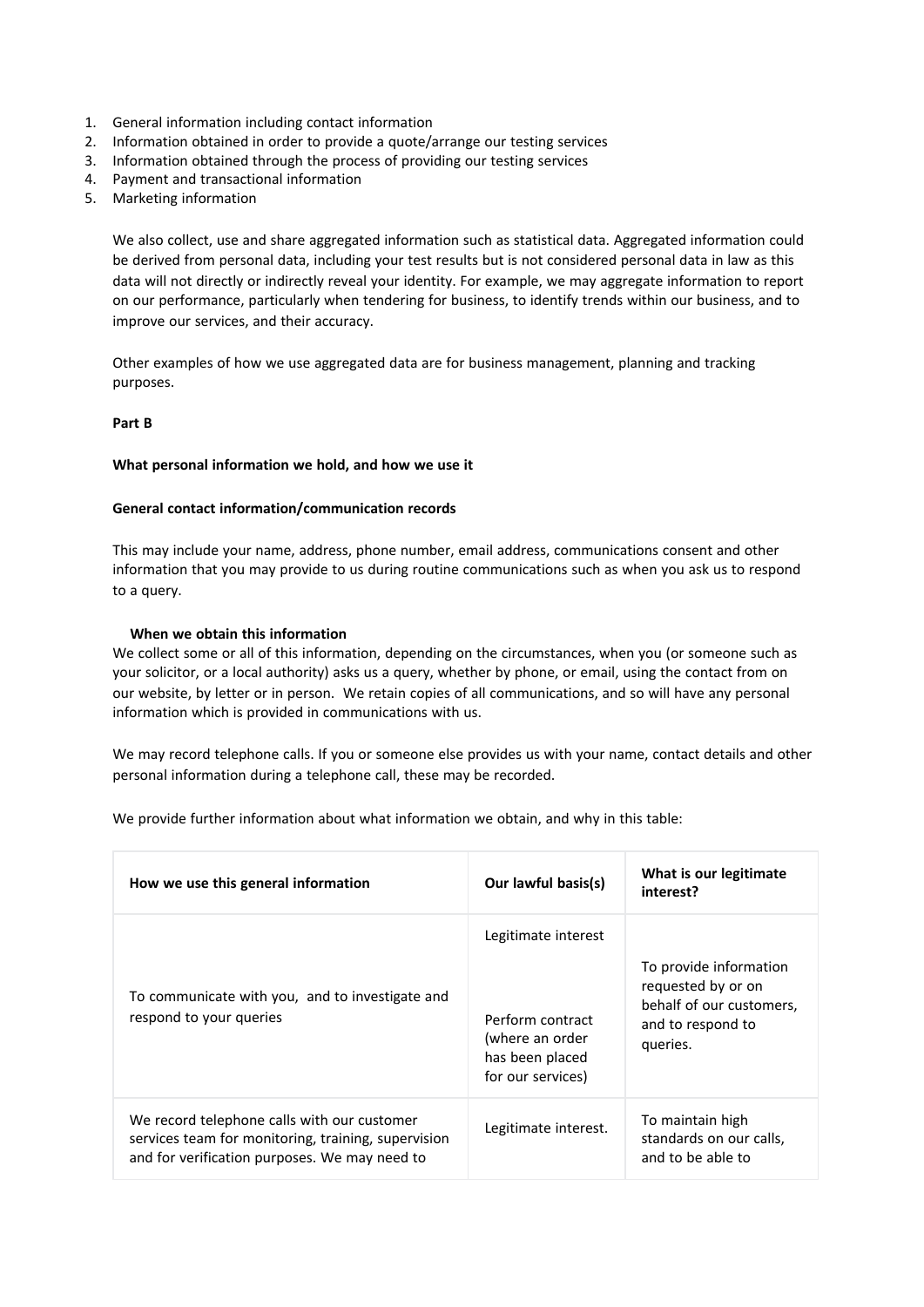1. General information including contact information
2. Information obtained in order to provide a quote/arrange our testing services
3. Information obtained through the process of providing our testing services
4. Payment and transactional information
5. Marketing information

We also collect, use and share aggregated information such as statistical data. Aggregated information could be derived from personal data, including your test results but is not considered personal data in law as this data will not directly or indirectly reveal your identity. For example, we may aggregate information to report on our performance, particularly when tendering for business, to identify trends within our business, and to improve our services, and their accuracy.

Other examples of how we use aggregated data are for business management, planning and tracking purposes.

**Part B**

**What personal information we hold, and how we use it**

**General contact information/communication records**

This may include your name, address, phone number, email address, communications consent and other information that you may provide to us during routine communications such as when you ask us to respond to a query.

**When we obtain this information**

We collect some or all of this information, depending on the circumstances, when you (or someone such as your solicitor, or a local authority) asks us a query, whether by phone, or email, using the contact from on our website, by letter or in person. We retain copies of all communications, and so will have any personal information which is provided in communications with us.

We may record telephone calls. If you or someone else provides us with your name, contact details and other personal information during a telephone call, these may be recorded.

We provide further information about what information we obtain, and why in this table:

| How we use this general information | Our lawful basis(s) | What is our legitimate interest? |
|---|---|---|
| To communicate with you, and to investigate and respond to your queries | Legitimate interest<br><br>Perform contract (where an order has been placed for our services) | To provide information requested by or on behalf of our customers, and to respond to queries. |
| We record telephone calls with our customer services team for monitoring, training, supervision and for verification purposes. We may need to | Legitimate interest. | To maintain high standards on our calls, and to be able to |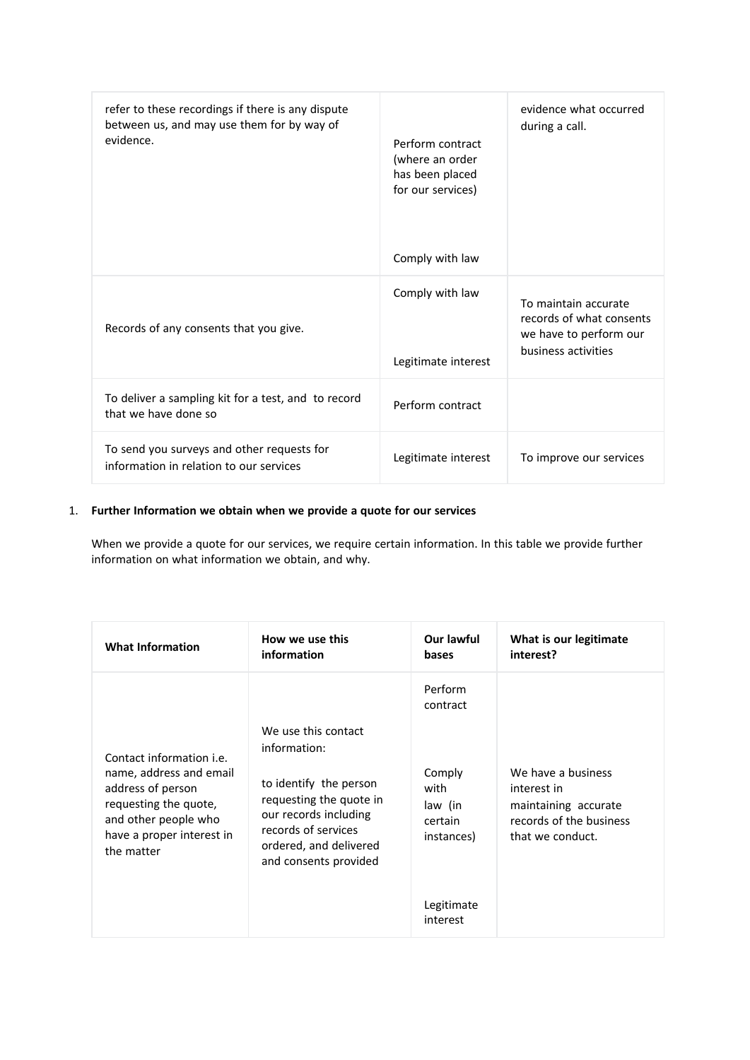| | | |
|---|---|---|
| refer to these recordings if there is any dispute between us, and may use them for by way of evidence. | Perform contract (where an order has been placed for our services)<br><br>Comply with law | evidence what occurred during a call. |
| Records of any consents that you give. | Comply with law<br><br>Legitimate interest | To maintain accurate records of what consents we have to perform our business activities |
| To deliver a sampling kit for a test, and to record that we have done so | Perform contract | |
| To send you surveys and other requests for information in relation to our services | Legitimate interest | To improve our services |

1. **Further Information we obtain when we provide a quote for our services**

   When we provide a quote for our services, we require certain information. In this table we provide further information on what information we obtain, and why.

| What Information | How we use this information | Our lawful bases | What is our legitimate interest? |
|---|---|---|---|
| Contact information i.e. name, address and email address of person requesting the quote, and other people who have a proper interest in the matter | We use this contact information:<br><br>to identify the person requesting the quote in our records including records of services ordered, and delivered and consents provided | Perform contract<br><br>Comply with law (in certain instances)<br><br>Legitimate interest | We have a business interest in maintaining accurate records of the business that we conduct. |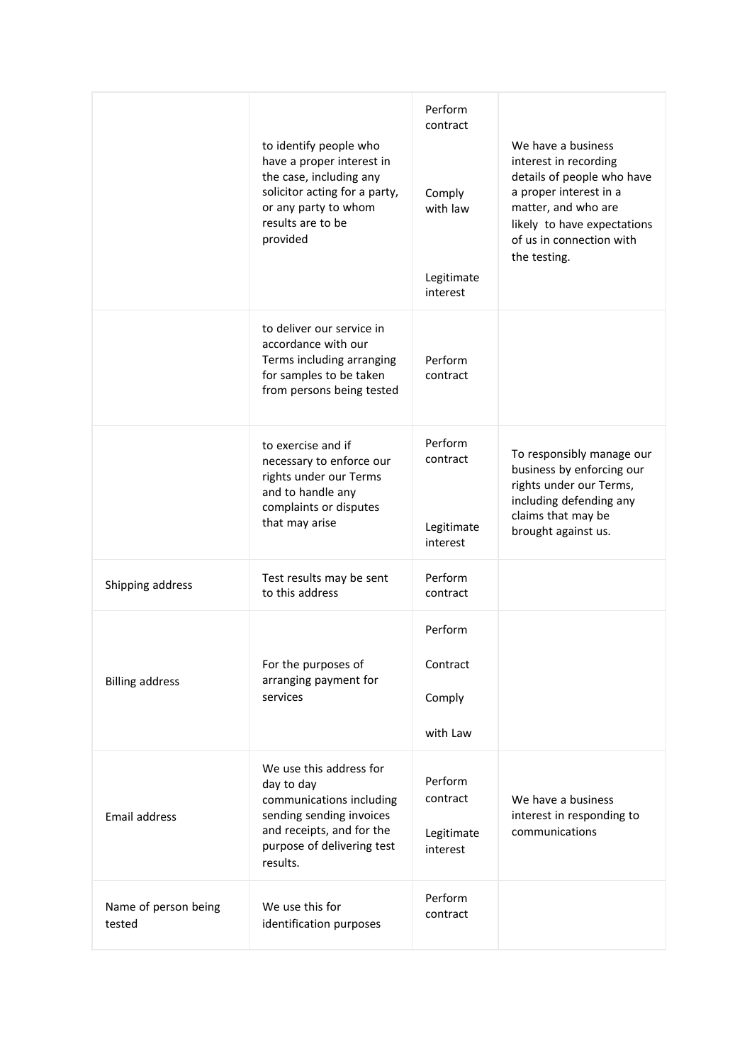| | | | |
|---|---|---|---|
| | to identify people who have a proper interest in the case, including any solicitor acting for a party, or any party to whom results are to be provided | Perform contract<br><br>Comply with law<br><br>Legitimate interest | We have a business interest in recording details of people who have a proper interest in a matter, and who are likely to have expectations of us in connection with the testing. |
| | to deliver our service in accordance with our Terms including arranging for samples to be taken from persons being tested | Perform contract | |
| | to exercise and if necessary to enforce our rights under our Terms and to handle any complaints or disputes that may arise | Perform contract<br><br>Legitimate interest | To responsibly manage our business by enforcing our rights under our Terms, including defending any claims that may be brought against us. |
| Shipping address | Test results may be sent to this address | Perform contract | |
| Billing address | For the purposes of arranging payment for services | Perform<br><br>Contract<br><br>Comply<br><br>with Law | |
| Email address | We use this address for day to day communications including sending sending invoices and receipts, and for the purpose of delivering test results. | Perform contract<br><br>Legitimate interest | We have a business interest in responding to communications |
| Name of person being tested | We use this for identification purposes | Perform contract | |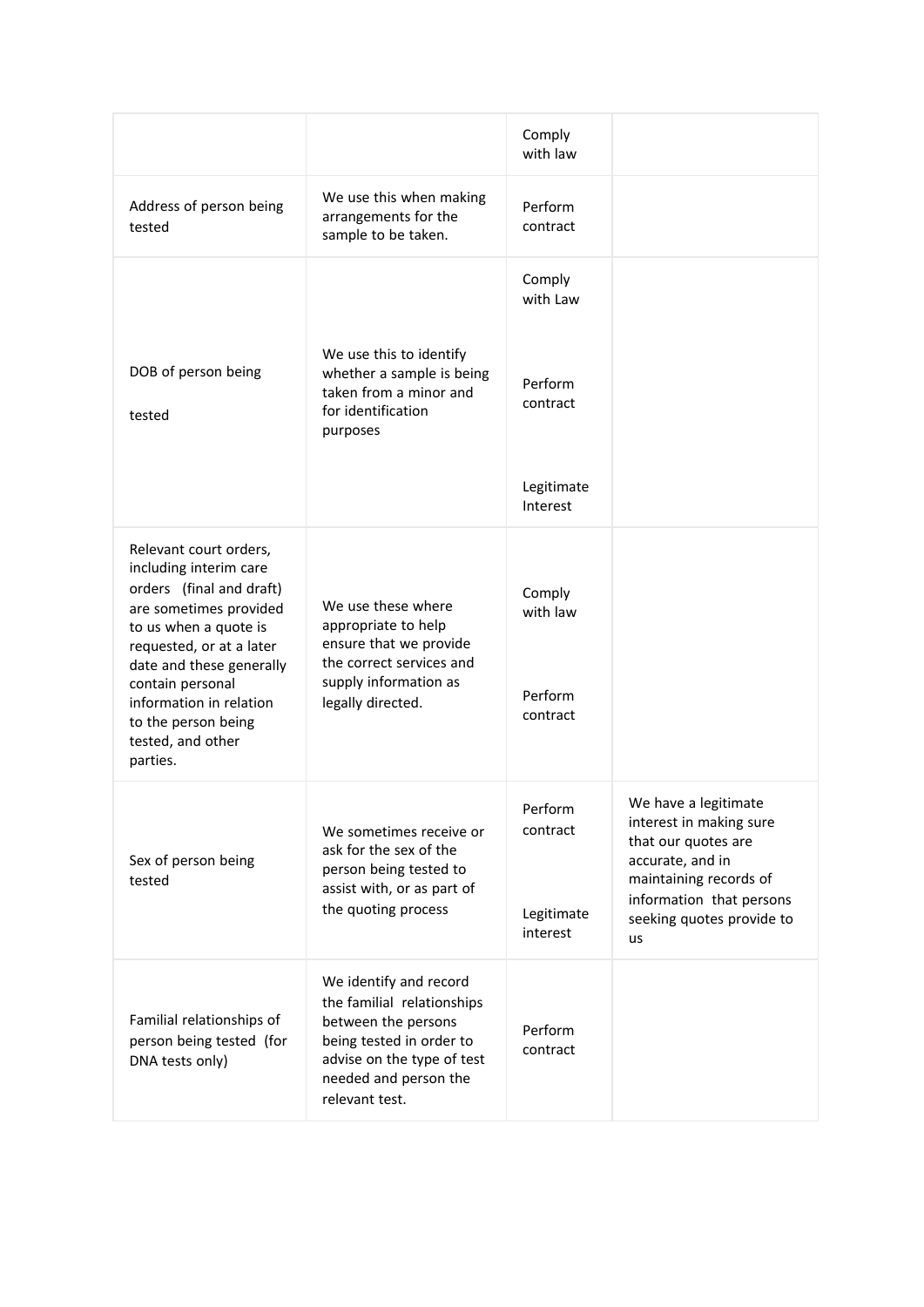| | | | |
|---|---|---|---|
| | | Comply with law | |
| Address of person being tested | We use this when making arrangements for the sample to be taken. | Perform contract | |
| DOB of person being tested | We use this to identify whether a sample is being taken from a minor and for identification purposes | Comply with Law<br><br>Perform contract<br><br>Legitimate Interest | |
| Relevant court orders, including interim care orders (final and draft) are sometimes provided to us when a quote is requested, or at a later date and these generally contain personal information in relation to the person being tested, and other parties. | We use these where appropriate to help ensure that we provide the correct services and supply information as legally directed. | Comply with law<br><br>Perform contract | |
| Sex of person being tested | We sometimes receive or ask for the sex of the person being tested to assist with, or as part of the quoting process | Perform contract<br><br>Legitimate interest | We have a legitimate interest in making sure that our quotes are accurate, and in maintaining records of information that persons seeking quotes provide to us |
| Familial relationships of person being tested (for DNA tests only) | We identify and record the familial relationships between the persons being tested in order to advise on the type of test needed and person the relevant test. | Perform contract | |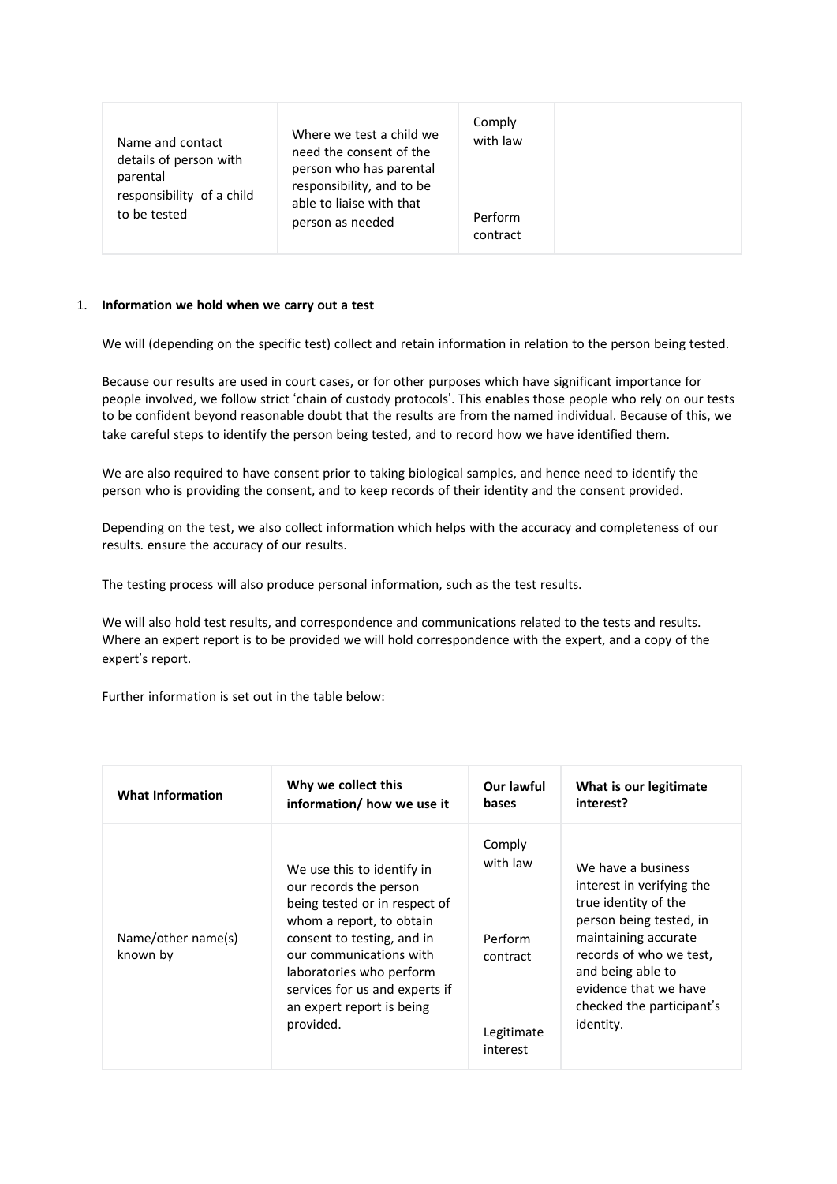| | | | |
|---|---|---|---|
| Name and contact details of person with parental responsibility of a child to be tested | Where we test a child we need the consent of the person who has parental responsibility, and to be able to liaise with that person as needed | Comply with law<br><br>Perform contract | |

1. **Information we hold when we carry out a test**

We will (depending on the specific test) collect and retain information in relation to the person being tested.

Because our results are used in court cases, or for other purposes which have significant importance for people involved, we follow strict 'chain of custody protocols'. This enables those people who rely on our tests to be confident beyond reasonable doubt that the results are from the named individual. Because of this, we take careful steps to identify the person being tested, and to record how we have identified them.

We are also required to have consent prior to taking biological samples, and hence need to identify the person who is providing the consent, and to keep records of their identity and the consent provided.

Depending on the test, we also collect information which helps with the accuracy and completeness of our results. ensure the accuracy of our results.

The testing process will also produce personal information, such as the test results.

We will also hold test results, and correspondence and communications related to the tests and results. Where an expert report is to be provided we will hold correspondence with the expert, and a copy of the expert's report.

Further information is set out in the table below:

| **What Information** | **Why we collect this information/ how we use it** | **Our lawful bases** | **What is our legitimate interest?** |
|---|---|---|---|
| Name/other name(s) known by | We use this to identify in our records the person being tested or in respect of whom a report, to obtain consent to testing, and in our communications with laboratories who perform services for us and experts if an expert report is being provided. | Comply with law<br><br>Perform contract<br><br>Legitimate interest | We have a business interest in verifying the true identity of the person being tested, in maintaining accurate records of who we test, and being able to evidence that we have checked the participant's identity. |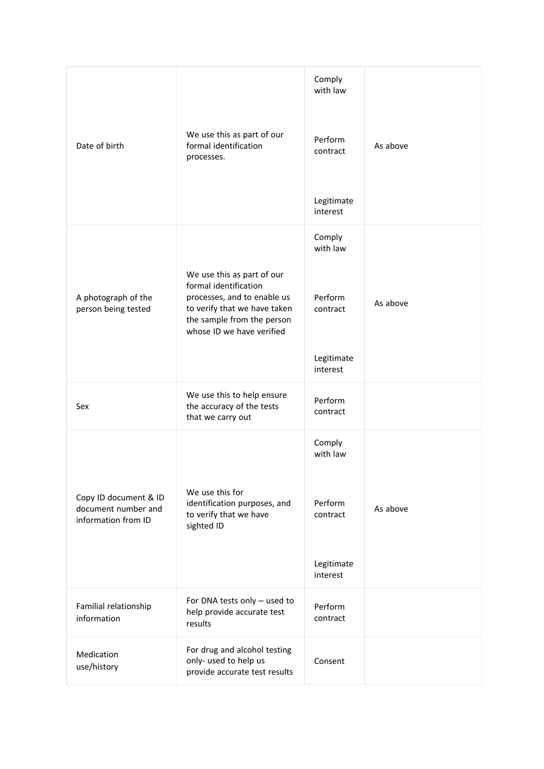| | | | |
|---|---|---|---|
| Date of birth | We use this as part of our formal identification processes. | Comply with law<br><br>Perform contract<br><br>Legitimate interest | As above |
| A photograph of the person being tested | We use this as part of our formal identification processes, and to enable us to verify that we have taken the sample from the person whose ID we have verified | Comply with law<br><br>Perform contract<br><br>Legitimate interest | As above |
| Sex | We use this to help ensure the accuracy of the tests that we carry out | Perform contract | |
| Copy ID document & ID document number and information from ID | We use this for identification purposes, and to verify that we have sighted ID | Comply with law<br><br>Perform contract<br><br>Legitimate interest | As above |
| Familial relationship information | For DNA tests only – used to help provide accurate test results | Perform contract | |
| Medication use/history | For drug and alcohol testing only- used to help us provide accurate test results | Consent | |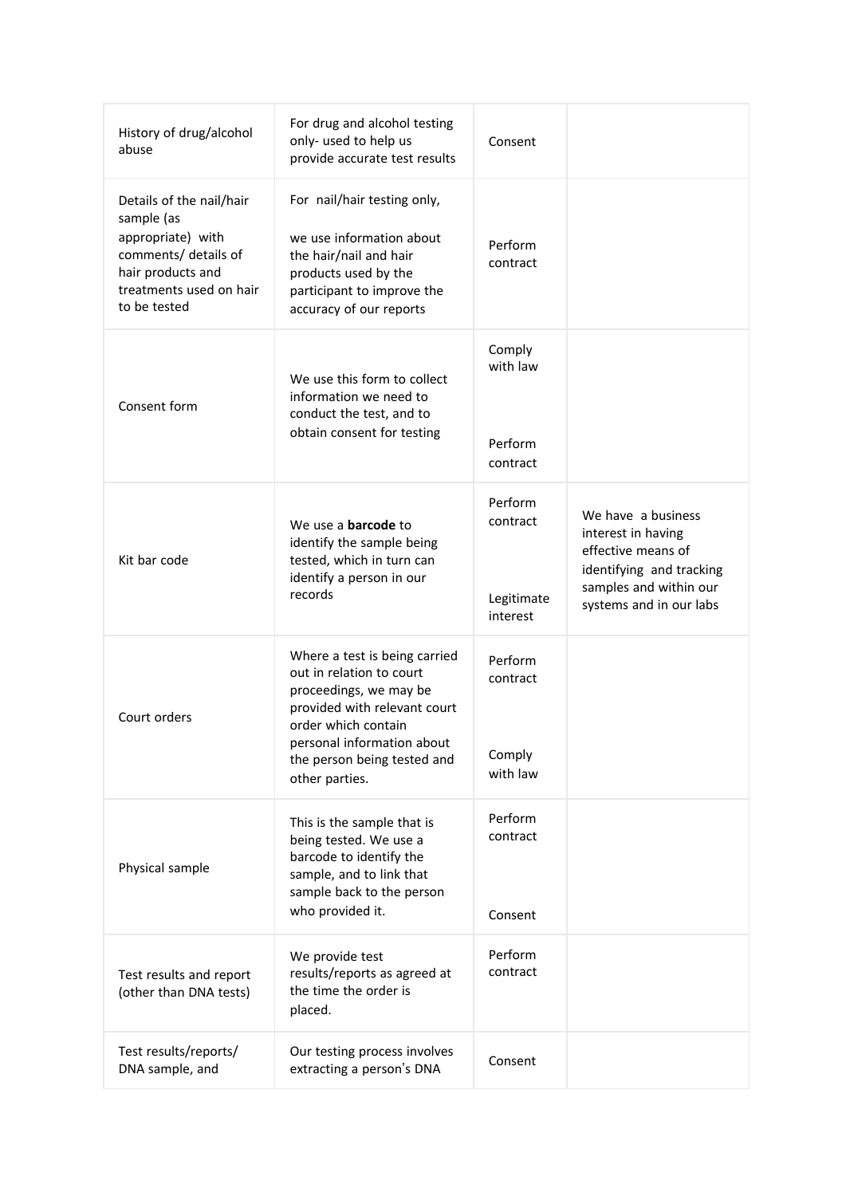| | | | |
|---|---|---|---|
| History of drug/alcohol abuse | For drug and alcohol testing only- used to help us provide accurate test results | Consent | |
| Details of the nail/hair sample (as appropriate) with comments/ details of hair products and treatments used on hair to be tested | For nail/hair testing only,<br><br>we use information about the hair/nail and hair products used by the participant to improve the accuracy of our reports | Perform contract | |
| Consent form | We use this form to collect information we need to conduct the test, and to obtain consent for testing | Comply with law<br><br>Perform contract | |
| Kit bar code | We use a **barcode** to identify the sample being tested, which in turn can identify a person in our records | Perform contract<br><br>Legitimate interest | We have a business interest in having effective means of identifying and tracking samples and within our systems and in our labs |
| Court orders | Where a test is being carried out in relation to court proceedings, we may be provided with relevant court order which contain personal information about the person being tested and other parties. | Perform contract<br><br>Comply with law | |
| Physical sample | This is the sample that is being tested. We use a barcode to identify the sample, and to link that sample back to the person who provided it. | Perform contract<br><br>Consent | |
| Test results and report (other than DNA tests) | We provide test results/reports as agreed at the time the order is placed. | Perform contract | |
| Test results/reports/ DNA sample, and | Our testing process involves extracting a person's DNA | Consent | |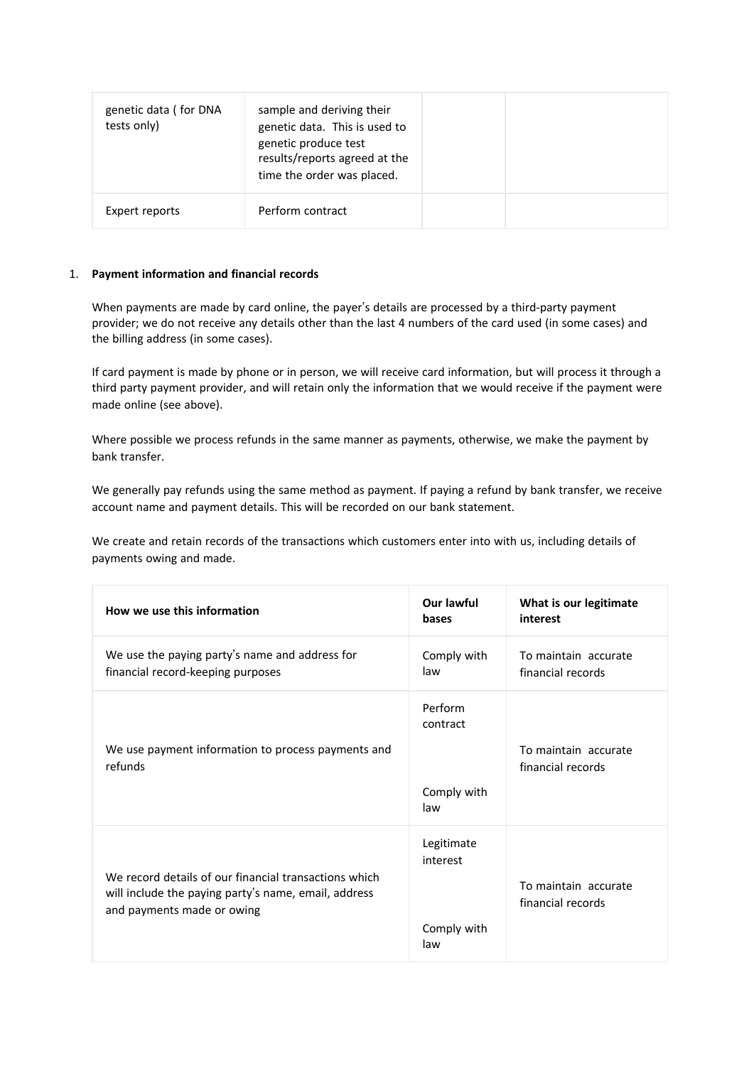| genetic data ( for DNA tests only) | sample and deriving their genetic data. This is used to genetic produce test results/reports agreed at the time the order was placed. | | |
|---|---|---|---|
| Expert reports | Perform contract | | |

1. **Payment information and financial records**

   When payments are made by card online, the payer's details are processed by a third-party payment provider; we do not receive any details other than the last 4 numbers of the card used (in some cases) and the billing address (in some cases).

   If card payment is made by phone or in person, we will receive card information, but will process it through a third party payment provider, and will retain only the information that we would receive if the payment were made online (see above).

   Where possible we process refunds in the same manner as payments, otherwise, we make the payment by bank transfer.

   We generally pay refunds using the same method as payment. If paying a refund by bank transfer, we receive account name and payment details. This will be recorded on our bank statement.

   We create and retain records of the transactions which customers enter into with us, including details of payments owing and made.

| How we use this information | Our lawful bases | What is our legitimate interest |
|---|---|---|
| We use the paying party's name and address for financial record-keeping purposes | Comply with law | To maintain accurate financial records |
| We use payment information to process payments and refunds | Perform contract<br><br>Comply with law | To maintain accurate financial records |
| We record details of our financial transactions which will include the paying party's name, email, address and payments made or owing | Legitimate interest<br><br>Comply with law | To maintain accurate financial records |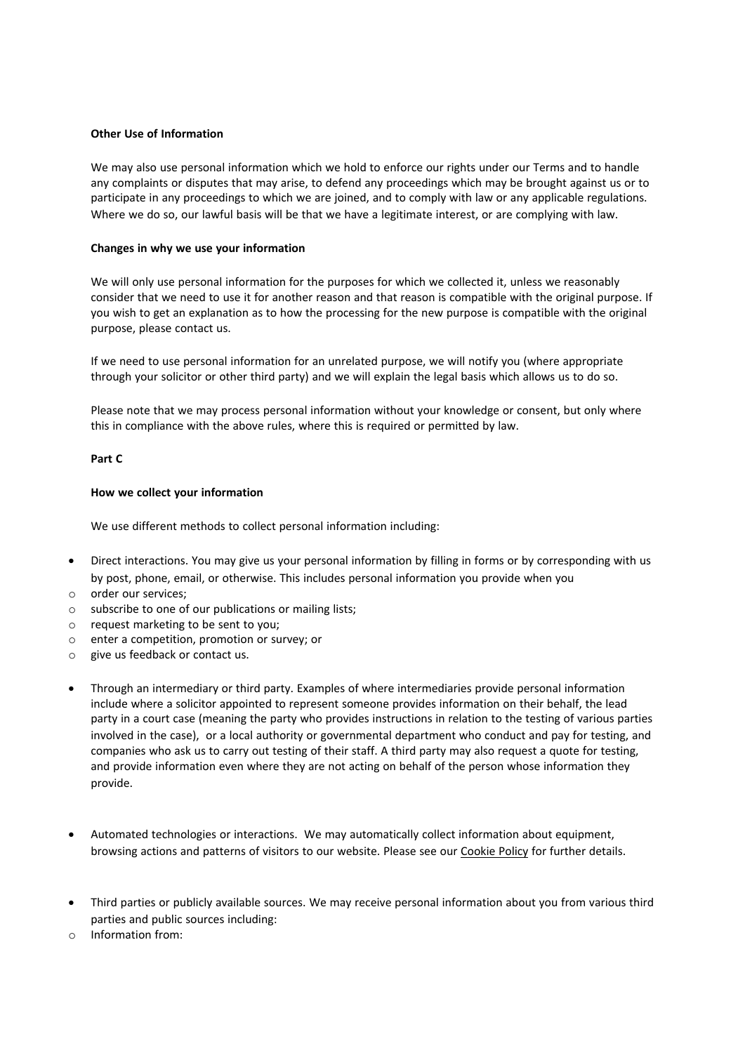**Other Use of Information**

We may also use personal information which we hold to enforce our rights under our Terms and to handle any complaints or disputes that may arise, to defend any proceedings which may be brought against us or to participate in any proceedings to which we are joined, and to comply with law or any applicable regulations. Where we do so, our lawful basis will be that we have a legitimate interest, or are complying with law.

**Changes in why we use your information**

We will only use personal information for the purposes for which we collected it, unless we reasonably consider that we need to use it for another reason and that reason is compatible with the original purpose. If you wish to get an explanation as to how the processing for the new purpose is compatible with the original purpose, please contact us.

If we need to use personal information for an unrelated purpose, we will notify you (where appropriate through your solicitor or other third party) and we will explain the legal basis which allows us to do so.

Please note that we may process personal information without your knowledge or consent, but only where this in compliance with the above rules, where this is required or permitted by law.

**Part C**

**How we collect your information**

We use different methods to collect personal information including:

- Direct interactions. You may give us your personal information by filling in forms or by corresponding with us by post, phone, email, or otherwise. This includes personal information you provide when you
  - order our services;
  - subscribe to one of our publications or mailing lists;
  - request marketing to be sent to you;
  - enter a competition, promotion or survey; or
  - give us feedback or contact us.

- Through an intermediary or third party. Examples of where intermediaries provide personal information include where a solicitor appointed to represent someone provides information on their behalf, the lead party in a court case (meaning the party who provides instructions in relation to the testing of various parties involved in the case), or a local authority or governmental department who conduct and pay for testing, and companies who ask us to carry out testing of their staff. A third party may also request a quote for testing, and provide information even where they are not acting on behalf of the person whose information they provide.

- Automated technologies or interactions. We may automatically collect information about equipment, browsing actions and patterns of visitors to our website. Please see our Cookie Policy for further details.

- Third parties or publicly available sources. We may receive personal information about you from various third parties and public sources including:
  - Information from: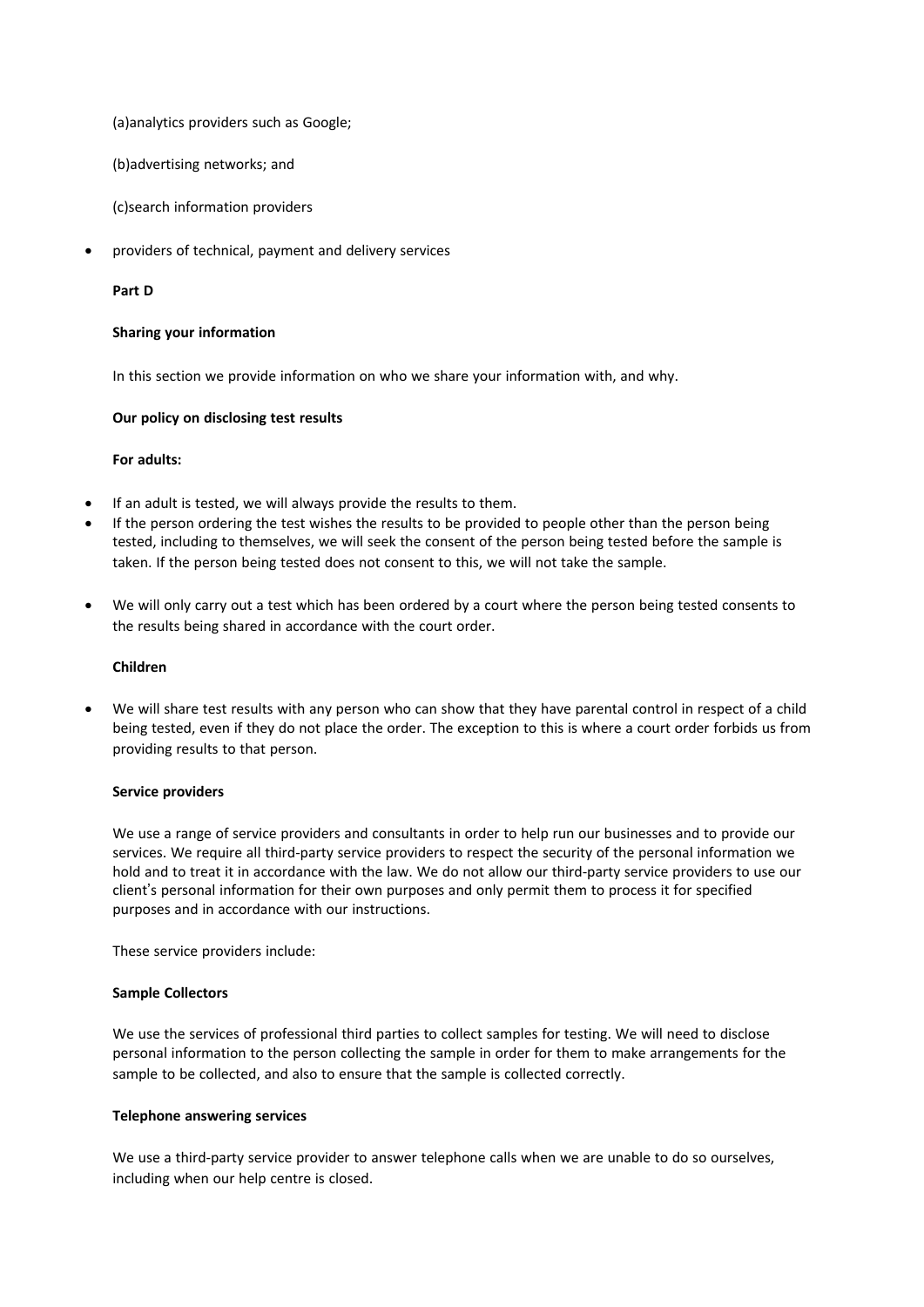(a)analytics providers such as Google;

(b)advertising networks; and

(c)search information providers

- providers of technical, payment and delivery services

**Part D**

**Sharing your information**

In this section we provide information on who we share your information with, and why.

**Our policy on disclosing test results**

**For adults:**

- If an adult is tested, we will always provide the results to them.
- If the person ordering the test wishes the results to be provided to people other than the person being tested, including to themselves, we will seek the consent of the person being tested before the sample is taken. If the person being tested does not consent to this, we will not take the sample.
- We will only carry out a test which has been ordered by a court where the person being tested consents to the results being shared in accordance with the court order.

**Children**

- We will share test results with any person who can show that they have parental control in respect of a child being tested, even if they do not place the order. The exception to this is where a court order forbids us from providing results to that person.

**Service providers**

We use a range of service providers and consultants in order to help run our businesses and to provide our services. We require all third-party service providers to respect the security of the personal information we hold and to treat it in accordance with the law. We do not allow our third-party service providers to use our client's personal information for their own purposes and only permit them to process it for specified purposes and in accordance with our instructions.

These service providers include:

**Sample Collectors**

We use the services of professional third parties to collect samples for testing. We will need to disclose personal information to the person collecting the sample in order for them to make arrangements for the sample to be collected, and also to ensure that the sample is collected correctly.

**Telephone answering services**

We use a third-party service provider to answer telephone calls when we are unable to do so ourselves, including when our help centre is closed.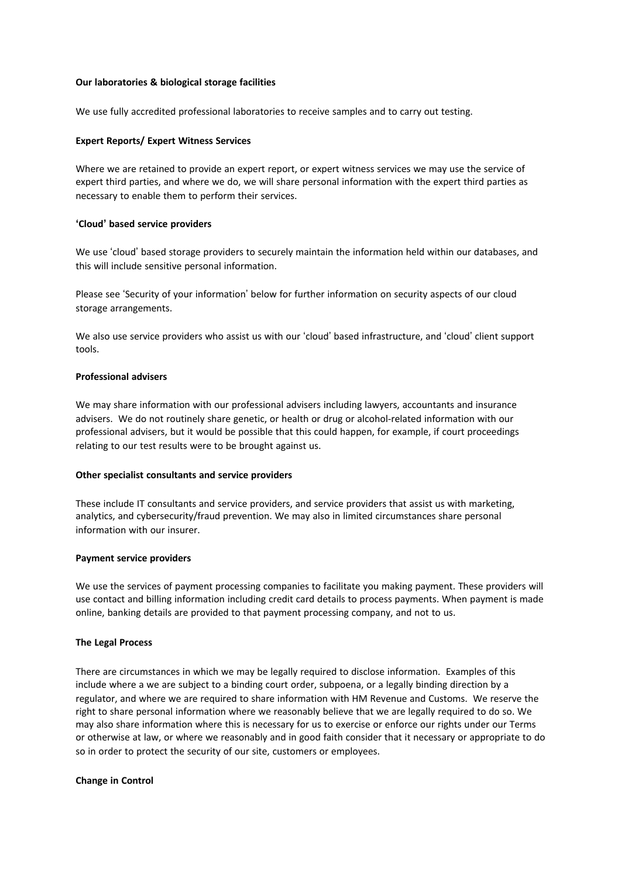**Our laboratories & biological storage facilities**

We use fully accredited professional laboratories to receive samples and to carry out testing.

**Expert Reports/ Expert Witness Services**

Where we are retained to provide an expert report, or expert witness services we may use the service of expert third parties, and where we do, we will share personal information with the expert third parties as necessary to enable them to perform their services.

**'Cloud' based service providers**

We use 'cloud' based storage providers to securely maintain the information held within our databases, and this will include sensitive personal information.

Please see 'Security of your information' below for further information on security aspects of our cloud storage arrangements.

We also use service providers who assist us with our 'cloud' based infrastructure, and 'cloud' client support tools.

**Professional advisers**

We may share information with our professional advisers including lawyers, accountants and insurance advisers. We do not routinely share genetic, or health or drug or alcohol-related information with our professional advisers, but it would be possible that this could happen, for example, if court proceedings relating to our test results were to be brought against us.

**Other specialist consultants and service providers**

These include IT consultants and service providers, and service providers that assist us with marketing, analytics, and cybersecurity/fraud prevention. We may also in limited circumstances share personal information with our insurer.

**Payment service providers**

We use the services of payment processing companies to facilitate you making payment. These providers will use contact and billing information including credit card details to process payments. When payment is made online, banking details are provided to that payment processing company, and not to us.

**The Legal Process**

There are circumstances in which we may be legally required to disclose information. Examples of this include where a we are subject to a binding court order, subpoena, or a legally binding direction by a regulator, and where we are required to share information with HM Revenue and Customs. We reserve the right to share personal information where we reasonably believe that we are legally required to do so. We may also share information where this is necessary for us to exercise or enforce our rights under our Terms or otherwise at law, or where we reasonably and in good faith consider that it necessary or appropriate to do so in order to protect the security of our site, customers or employees.

**Change in Control**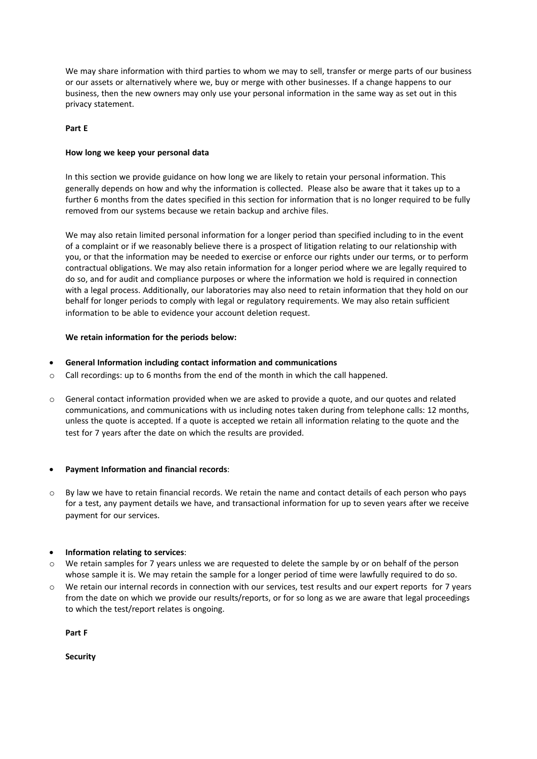We may share information with third parties to whom we may to sell, transfer or merge parts of our business or our assets or alternatively where we, buy or merge with other businesses. If a change happens to our business, then the new owners may only use your personal information in the same way as set out in this privacy statement.

**Part E**

**How long we keep your personal data**

In this section we provide guidance on how long we are likely to retain your personal information. This generally depends on how and why the information is collected. Please also be aware that it takes up to a further 6 months from the dates specified in this section for information that is no longer required to be fully removed from our systems because we retain backup and archive files.

We may also retain limited personal information for a longer period than specified including to in the event of a complaint or if we reasonably believe there is a prospect of litigation relating to our relationship with you, or that the information may be needed to exercise or enforce our rights under our terms, or to perform contractual obligations. We may also retain information for a longer period where we are legally required to do so, and for audit and compliance purposes or where the information we hold is required in connection with a legal process. Additionally, our laboratories may also need to retain information that they hold on our behalf for longer periods to comply with legal or regulatory requirements. We may also retain sufficient information to be able to evidence your account deletion request.

**We retain information for the periods below:**

- **General Information including contact information and communications**
  - Call recordings: up to 6 months from the end of the month in which the call happened.
  - General contact information provided when we are asked to provide a quote, and our quotes and related communications, and communications with us including notes taken during from telephone calls: 12 months, unless the quote is accepted. If a quote is accepted we retain all information relating to the quote and the test for 7 years after the date on which the results are provided.

- **Payment Information and financial records**:
  - By law we have to retain financial records. We retain the name and contact details of each person who pays for a test, any payment details we have, and transactional information for up to seven years after we receive payment for our services.

- **Information relating to services**:
  - We retain samples for 7 years unless we are requested to delete the sample by or on behalf of the person whose sample it is. We may retain the sample for a longer period of time were lawfully required to do so.
  - We retain our internal records in connection with our services, test results and our expert reports for 7 years from the date on which we provide our results/reports, or for so long as we are aware that legal proceedings to which the test/report relates is ongoing.

**Part F**

**Security**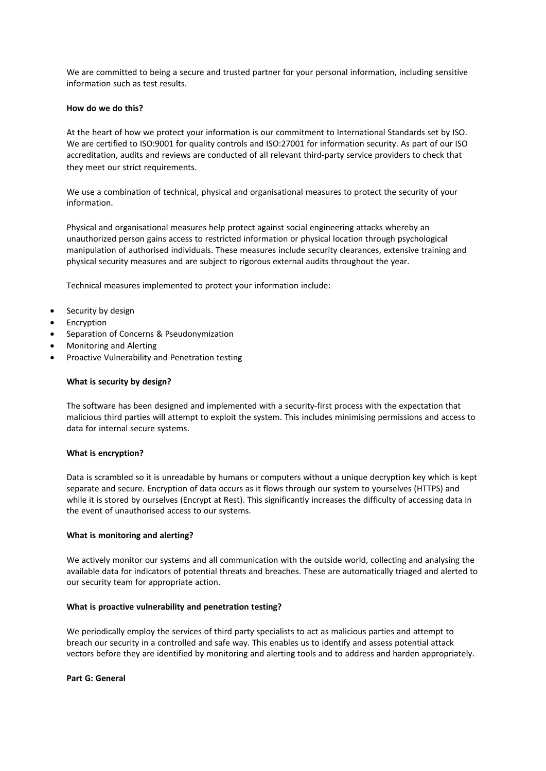We are committed to being a secure and trusted partner for your personal information, including sensitive information such as test results.

**How do we do this?**

At the heart of how we protect your information is our commitment to International Standards set by ISO. We are certified to ISO:9001 for quality controls and ISO:27001 for information security. As part of our ISO accreditation, audits and reviews are conducted of all relevant third-party service providers to check that they meet our strict requirements.

We use a combination of technical, physical and organisational measures to protect the security of your information.

Physical and organisational measures help protect against social engineering attacks whereby an unauthorized person gains access to restricted information or physical location through psychological manipulation of authorised individuals. These measures include security clearances, extensive training and physical security measures and are subject to rigorous external audits throughout the year.

Technical measures implemented to protect your information include:

- Security by design
- Encryption
- Separation of Concerns & Pseudonymization
- Monitoring and Alerting
- Proactive Vulnerability and Penetration testing

**What is security by design?**

The software has been designed and implemented with a security-first process with the expectation that malicious third parties will attempt to exploit the system. This includes minimising permissions and access to data for internal secure systems.

**What is encryption?**

Data is scrambled so it is unreadable by humans or computers without a unique decryption key which is kept separate and secure. Encryption of data occurs as it flows through our system to yourselves (HTTPS) and while it is stored by ourselves (Encrypt at Rest). This significantly increases the difficulty of accessing data in the event of unauthorised access to our systems.

**What is monitoring and alerting?**

We actively monitor our systems and all communication with the outside world, collecting and analysing the available data for indicators of potential threats and breaches. These are automatically triaged and alerted to our security team for appropriate action.

**What is proactive vulnerability and penetration testing?**

We periodically employ the services of third party specialists to act as malicious parties and attempt to breach our security in a controlled and safe way. This enables us to identify and assess potential attack vectors before they are identified by monitoring and alerting tools and to address and harden appropriately.

**Part G: General**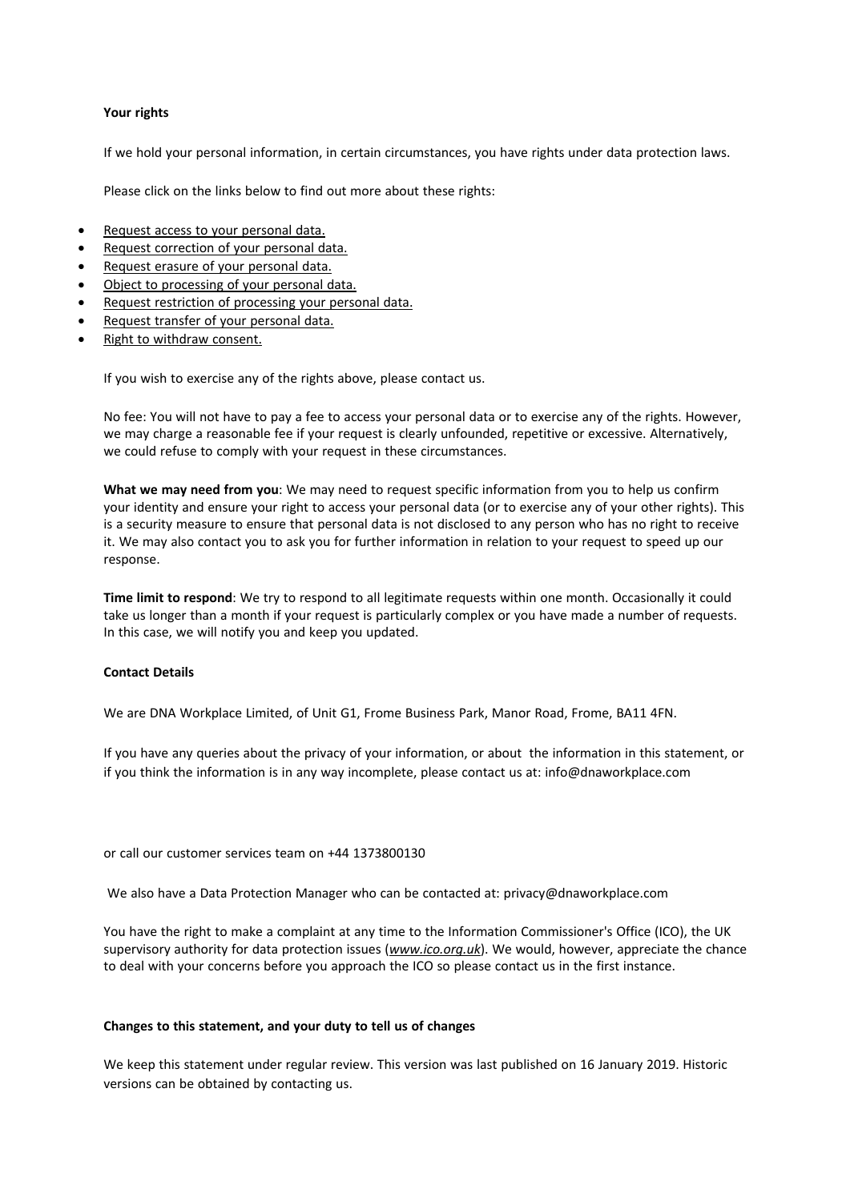**Your rights**

If we hold your personal information, in certain circumstances, you have rights under data protection laws.

Please click on the links below to find out more about these rights:

- Request access to your personal data.
- Request correction of your personal data.
- Request erasure of your personal data.
- Object to processing of your personal data.
- Request restriction of processing your personal data.
- Request transfer of your personal data.
- Right to withdraw consent.

If you wish to exercise any of the rights above, please contact us.

No fee: You will not have to pay a fee to access your personal data or to exercise any of the rights. However, we may charge a reasonable fee if your request is clearly unfounded, repetitive or excessive. Alternatively, we could refuse to comply with your request in these circumstances.

**What we may need from you**: We may need to request specific information from you to help us confirm your identity and ensure your right to access your personal data (or to exercise any of your other rights). This is a security measure to ensure that personal data is not disclosed to any person who has no right to receive it. We may also contact you to ask you for further information in relation to your request to speed up our response.

**Time limit to respond**: We try to respond to all legitimate requests within one month. Occasionally it could take us longer than a month if your request is particularly complex or you have made a number of requests. In this case, we will notify you and keep you updated.

**Contact Details**

We are DNA Workplace Limited, of Unit G1, Frome Business Park, Manor Road, Frome, BA11 4FN.

If you have any queries about the privacy of your information, or about the information in this statement, or if you think the information is in any way incomplete, please contact us at: info@dnaworkplace.com

or call our customer services team on +44 1373800130

We also have a Data Protection Manager who can be contacted at: privacy@dnaworkplace.com

You have the right to make a complaint at any time to the Information Commissioner's Office (ICO), the UK supervisory authority for data protection issues (*www.ico.org.uk*). We would, however, appreciate the chance to deal with your concerns before you approach the ICO so please contact us in the first instance.

**Changes to this statement, and your duty to tell us of changes**

We keep this statement under regular review. This version was last published on 16 January 2019. Historic versions can be obtained by contacting us.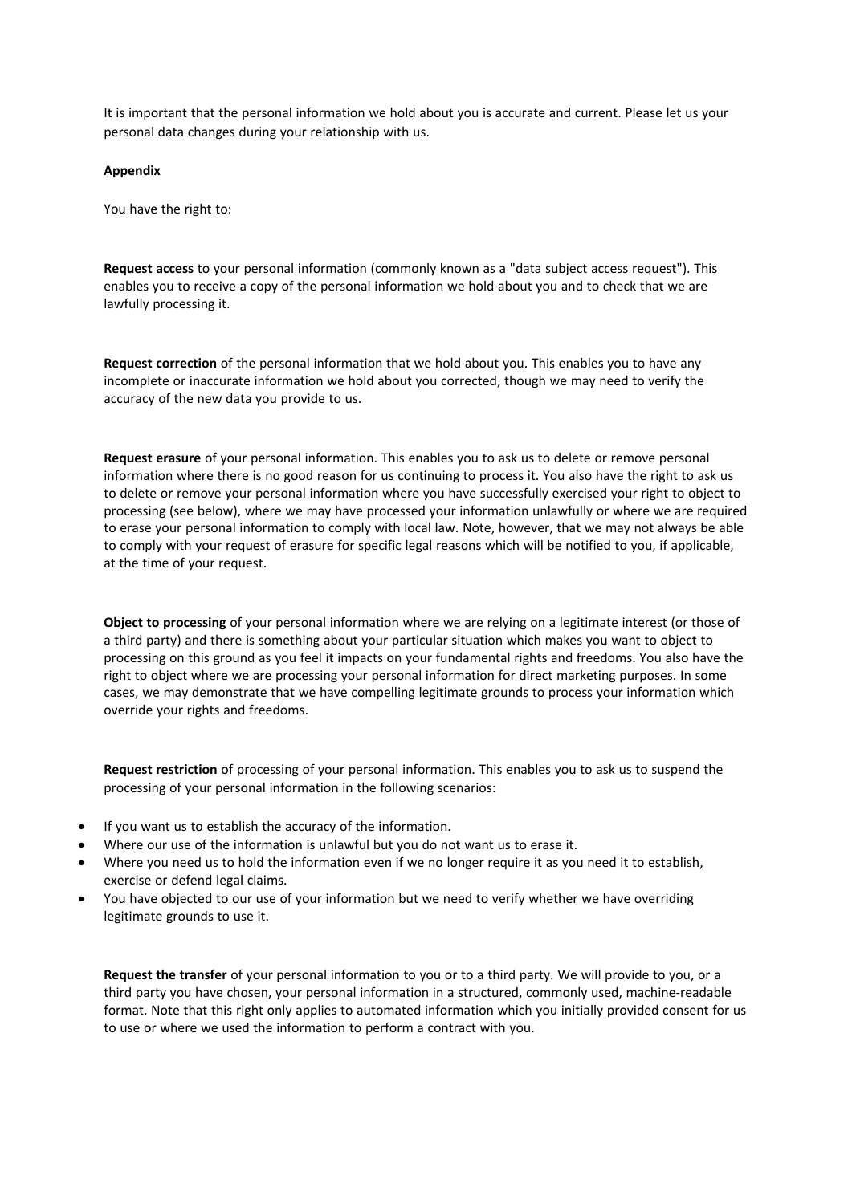It is important that the personal information we hold about you is accurate and current. Please let us your personal data changes during your relationship with us.

**Appendix**

You have the right to:

**Request access** to your personal information (commonly known as a "data subject access request"). This enables you to receive a copy of the personal information we hold about you and to check that we are lawfully processing it.

**Request correction** of the personal information that we hold about you. This enables you to have any incomplete or inaccurate information we hold about you corrected, though we may need to verify the accuracy of the new data you provide to us.

**Request erasure** of your personal information. This enables you to ask us to delete or remove personal information where there is no good reason for us continuing to process it. You also have the right to ask us to delete or remove your personal information where you have successfully exercised your right to object to processing (see below), where we may have processed your information unlawfully or where we are required to erase your personal information to comply with local law. Note, however, that we may not always be able to comply with your request of erasure for specific legal reasons which will be notified to you, if applicable, at the time of your request.

**Object to processing** of your personal information where we are relying on a legitimate interest (or those of a third party) and there is something about your particular situation which makes you want to object to processing on this ground as you feel it impacts on your fundamental rights and freedoms. You also have the right to object where we are processing your personal information for direct marketing purposes. In some cases, we may demonstrate that we have compelling legitimate grounds to process your information which override your rights and freedoms.

**Request restriction** of processing of your personal information. This enables you to ask us to suspend the processing of your personal information in the following scenarios:

- If you want us to establish the accuracy of the information.
- Where our use of the information is unlawful but you do not want us to erase it.
- Where you need us to hold the information even if we no longer require it as you need it to establish, exercise or defend legal claims.
- You have objected to our use of your information but we need to verify whether we have overriding legitimate grounds to use it.

**Request the transfer** of your personal information to you or to a third party. We will provide to you, or a third party you have chosen, your personal information in a structured, commonly used, machine-readable format. Note that this right only applies to automated information which you initially provided consent for us to use or where we used the information to perform a contract with you.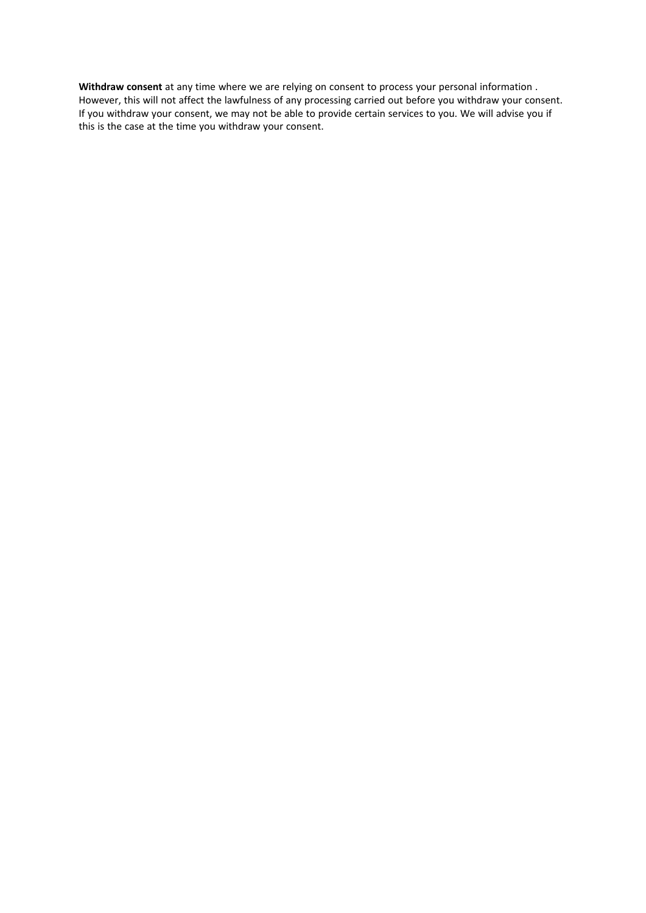**Withdraw consent** at any time where we are relying on consent to process your personal information . However, this will not affect the lawfulness of any processing carried out before you withdraw your consent. If you withdraw your consent, we may not be able to provide certain services to you. We will advise you if this is the case at the time you withdraw your consent.